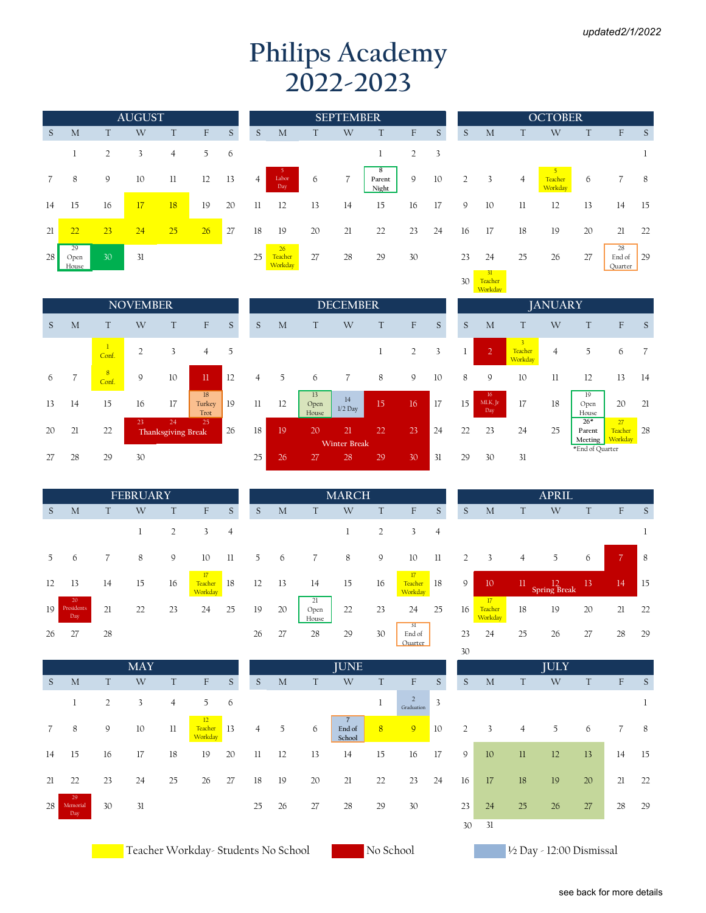updated2/1/2022

# Philips Academy
# 2022-2023

### AUGUST

| S | M | T | W | T | F | S |
|---|---|---|---|---|---|---|
| | 1 | 2 | 3 | 4 | 5 | 6 |
| 7 | 8 | 9 | 10 | 11 | 12 | 13 |
| 14 | 15 | 16 | 17 | 18 | 19 | 20 |
| 21 | 22 | 23 | 24 | 25 | 26 | 27 |
| 28 | 29 Open House | 30 | 31 | | | |

### SEPTEMBER

| S | M | T | W | T | F | S |
|---|---|---|---|---|---|---|
| | | | | 1 | 2 | 3 |
| 4 | 5 Labor Day | 6 | 7 | 8 Parent Night | 9 | 10 |
| 11 | 12 | 13 | 14 | 15 | 16 | 17 |
| 18 | 19 | 20 | 21 | 22 | 23 | 24 |
| 25 | 26 Teacher Workday | 27 | 28 | 29 | 30 | |

### OCTOBER

| S | M | T | W | T | F | S |
|---|---|---|---|---|---|---|
| | | | | | | 1 |
| 2 | 3 | 4 | 5 Teacher Workday | 6 | 7 | 8 |
| 9 | 10 | 11 | 12 | 13 | 14 | 15 |
| 16 | 17 | 18 | 19 | 20 | 21 | 22 |
| 23 | 24 | 25 | 26 | 27 | 28 End of Quarter | 29 |
| 30 | 31 Teacher Workday | | | | | |

### NOVEMBER

| S | M | T | W | T | F | S |
|---|---|---|---|---|---|---|
| | | 1 Conf. | 2 | 3 | 4 | 5 |
| 6 | 7 | 8 Conf. | 9 | 10 | 11 | 12 |
| 13 | 14 | 15 | 16 | 17 | 18 Turkey Trot | 19 |
| 20 | 21 | 22 | 23 Thanksgiving Break | 24 | 25 | 26 |
| 27 | 28 | 29 | 30 | | | |

### DECEMBER

| S | M | T | W | T | F | S |
|---|---|---|---|---|---|---|
| | | | | 1 | 2 | 3 |
| 4 | 5 | 6 | 7 | 8 | 9 | 10 |
| 11 | 12 | 13 Open House | 14 1/2 Day | 15 | 16 | 17 |
| 18 | 19 | 20 | 21 Winter Break | 22 | 23 | 24 |
| 25 | 26 | 27 | 28 | 29 | 30 | 31 |

### JANUARY

| S | M | T | W | T | F | S |
|---|---|---|---|---|---|---|
| 1 | 2 | 3 Teacher Workday | 4 | 5 | 6 | 7 |
| 8 | 9 | 10 | 11 | 12 | 13 | 14 |
| 15 | 16 MLK, Jr Day | 17 | 18 | 19 Open House | 20 | 21 |
| 22 | 23 | 24 | 25 | 26* Parent Meeting | 27 Teacher Workday | 28 |
| 29 | 30 | 31 | | | | |

*End of Quarter

### FEBRUARY

| S | M | T | W | T | F | S |
|---|---|---|---|---|---|---|
| | | | 1 | 2 | 3 | 4 |
| 5 | 6 | 7 | 8 | 9 | 10 | 11 |
| 12 | 13 | 14 | 15 | 16 | 17 Teacher Workday | 18 |
| 19 | 20 Presidents Day | 21 | 22 | 23 | 24 | 25 |
| 26 | 27 | 28 | | | | |

### MARCH

| S | M | T | W | T | F | S |
|---|---|---|---|---|---|---|
| | | | 1 | 2 | 3 | 4 |
| 5 | 6 | 7 | 8 | 9 | 10 | 11 |
| 12 | 13 | 14 | 15 | 16 | 17 Teacher Workday | 18 |
| 19 | 20 | 21 Open House | 22 | 23 | 24 | 25 |
| 26 | 27 | 28 | 29 | 30 | 31 End of Quarter | |

### APRIL

| S | M | T | W | T | F | S |
|---|---|---|---|---|---|---|
| | | | | | | 1 |
| 2 | 3 | 4 | 5 | 6 | 7 | 8 |
| 9 | 10 | 11 | 12 Spring Break | 13 | 14 | 15 |
| 16 | 17 Teacher Workday | 18 | 19 | 20 | 21 | 22 |
| 23 | 24 | 25 | 26 | 27 | 28 | 29 |
| 30 | | | | | | |

### MAY

| S | M | T | W | T | F | S |
|---|---|---|---|---|---|---|
| | 1 | 2 | 3 | 4 | 5 | 6 |
| 7 | 8 | 9 | 10 | 11 | 12 Teacher Workday | 13 |
| 14 | 15 | 16 | 17 | 18 | 19 | 20 |
| 21 | 22 | 23 | 24 | 25 | 26 | 27 |
| 28 | 29 Memorial Day | 30 | 31 | | | |

### JUNE

| S | M | T | W | T | F | S |
|---|---|---|---|---|---|---|
| | | | | 1 | 2 Graduation | 3 |
| 4 | 5 | 6 | 7 End of School | 8 | 9 | 10 |
| 11 | 12 | 13 | 14 | 15 | 16 | 17 |
| 18 | 19 | 20 | 21 | 22 | 23 | 24 |
| 25 | 26 | 27 | 28 | 29 | 30 | |

### JULY

| S | M | T | W | T | F | S |
|---|---|---|---|---|---|---|
| | | | | | | 1 |
| 2 | 3 | 4 | 5 | 6 | 7 | 8 |
| 9 | 10 | 11 | 12 | 13 | 14 | 15 |
| 16 | 17 | 18 | 19 | 20 | 21 | 22 |
| 23 | 24 | 25 | 26 | 27 | 28 | 29 |
| 30 | 31 | | | | | |

Teacher Workday- Students No School | No School | ½ Day - 12:00 Dismissal

see back for more details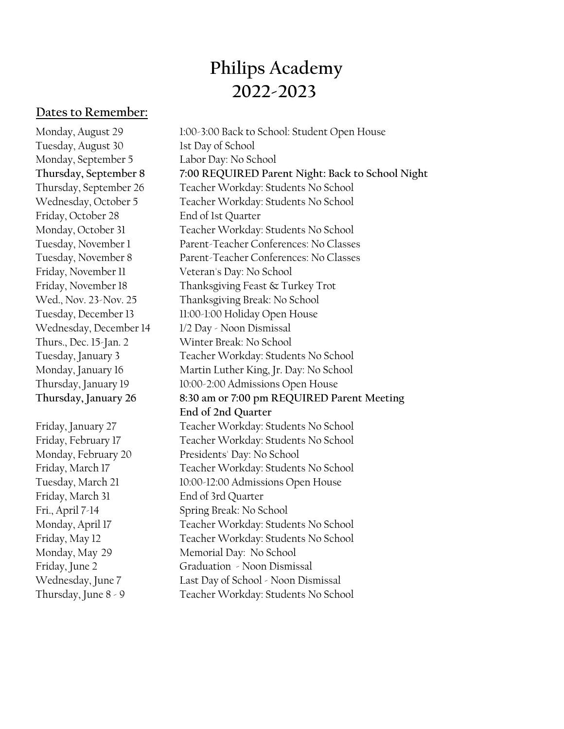# Philips Academy
# 2022-2023

## Dates to Remember:

| | |
|---|---|
| Monday, August 29 | 1:00-3:00 Back to School: Student Open House |
| Tuesday, August 30 | 1st Day of School |
| Monday, September 5 | Labor Day: No School |
| **Thursday, September 8** | **7:00 REQUIRED Parent Night: Back to School Night** |
| Thursday, September 26 | Teacher Workday: Students No School |
| Wednesday, October 5 | Teacher Workday: Students No School |
| Friday, October 28 | End of 1st Quarter |
| Monday, October 31 | Teacher Workday: Students No School |
| Tuesday, November 1 | Parent-Teacher Conferences: No Classes |
| Tuesday, November 8 | Parent-Teacher Conferences: No Classes |
| Friday, November 11 | Veteran's Day: No School |
| Friday, November 18 | Thanksgiving Feast & Turkey Trot |
| Wed., Nov. 23-Nov. 25 | Thanksgiving Break: No School |
| Tuesday, December 13 | 11:00-1:00 Holiday Open House |
| Wednesday, December 14 | 1/2 Day - Noon Dismissal |
| Thurs., Dec. 15-Jan. 2 | Winter Break: No School |
| Tuesday, January 3 | Teacher Workday: Students No School |
| Monday, January 16 | Martin Luther King, Jr. Day: No School |
| Thursday, January 19 | 10:00-2:00 Admissions Open House |
| **Thursday, January 26** | **8:30 am or 7:00 pm REQUIRED Parent Meeting**<br>**End of 2nd Quarter** |
| Friday, January 27 | Teacher Workday: Students No School |
| Friday, February 17 | Teacher Workday: Students No School |
| Monday, February 20 | Presidents' Day: No School |
| Friday, March 17 | Teacher Workday: Students No School |
| Tuesday, March 21 | 10:00-12:00 Admissions Open House |
| Friday, March 31 | End of 3rd Quarter |
| Fri., April 7-14 | Spring Break: No School |
| Monday, April 17 | Teacher Workday: Students No School |
| Friday, May 12 | Teacher Workday: Students No School |
| Monday, May 29 | Memorial Day: No School |
| Friday, June 2 | Graduation - Noon Dismissal |
| Wednesday, June 7 | Last Day of School - Noon Dismissal |
| Thursday, June 8 - 9 | Teacher Workday: Students No School |